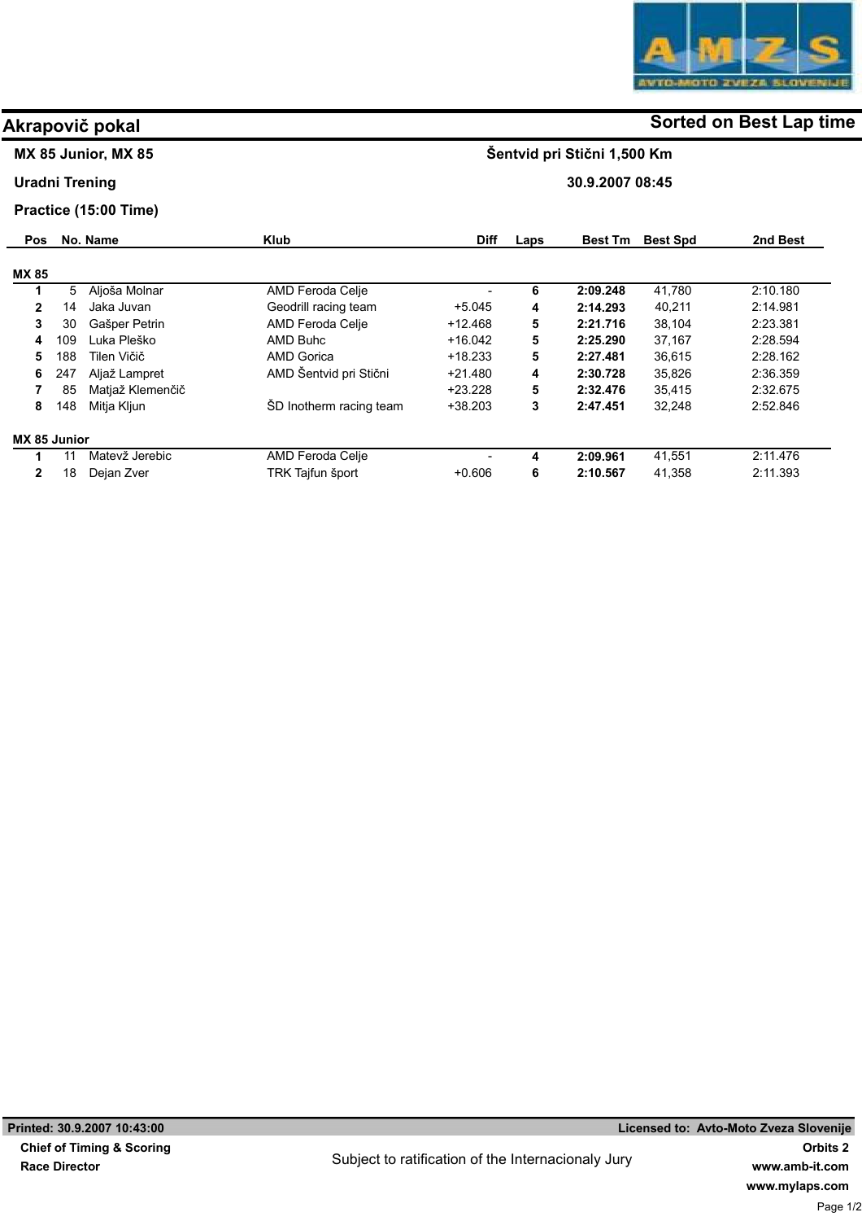# Akrapovič pokal

**Sorted on Best Lap time**

**MX 85 Junior, MX 85** — **Šentvid pri Stični 1,500 Km**

**Uradni Trening** — **30.9.2007 08:45**

**Practice (15:00 Time)**

| Pos | No. | Name | Klub | Diff | Laps | Best Tm | Best Spd | 2nd Best |
|---|---|---|---|---|---|---|---|---|
| **MX 85** | | | | | | | | |
| 1 | 5 | Aljoša Molnar | AMD Feroda Celje | - | 6 | 2:09.248 | 41,780 | 2:10.180 |
| 2 | 14 | Jaka Juvan | Geodrill racing team | +5.045 | 4 | 2:14.293 | 40,211 | 2:14.981 |
| 3 | 30 | Gašper Petrin | AMD Feroda Celje | +12.468 | 5 | 2:21.716 | 38,104 | 2:23.381 |
| 4 | 109 | Luka Pleško | AMD Buhc | +16.042 | 5 | 2:25.290 | 37,167 | 2:28.594 |
| 5 | 188 | Tilen Vičič | AMD Gorica | +18.233 | 5 | 2:27.481 | 36,615 | 2:28.162 |
| 6 | 247 | Aljaž Lampret | AMD Šentvid pri Stični | +21.480 | 4 | 2:30.728 | 35,826 | 2:36.359 |
| 7 | 85 | Matjaž Klemenčič | | +23.228 | 5 | 2:32.476 | 35,415 | 2:32.675 |
| 8 | 148 | Mitja Kljun | ŠD Inotherm racing team | +38.203 | 3 | 2:47.451 | 32,248 | 2:52.846 |
| **MX 85 Junior** | | | | | | | | |
| 1 | 11 | Matevž Jerebic | AMD Feroda Celje | - | 4 | 2:09.961 | 41,551 | 2:11.476 |
| 2 | 18 | Dejan Zver | TRK Tajfun šport | +0.606 | 6 | 2:10.567 | 41,358 | 2:11.393 |

Printed: 30.9.2007 10:43:00 — Licensed to: Avto-Moto Zveza Slovenije

Chief of Timing & Scoring

Race Director

Subject to ratification of the Internacionaly Jury

Orbits 2
www.amb-it.com
www.mylaps.com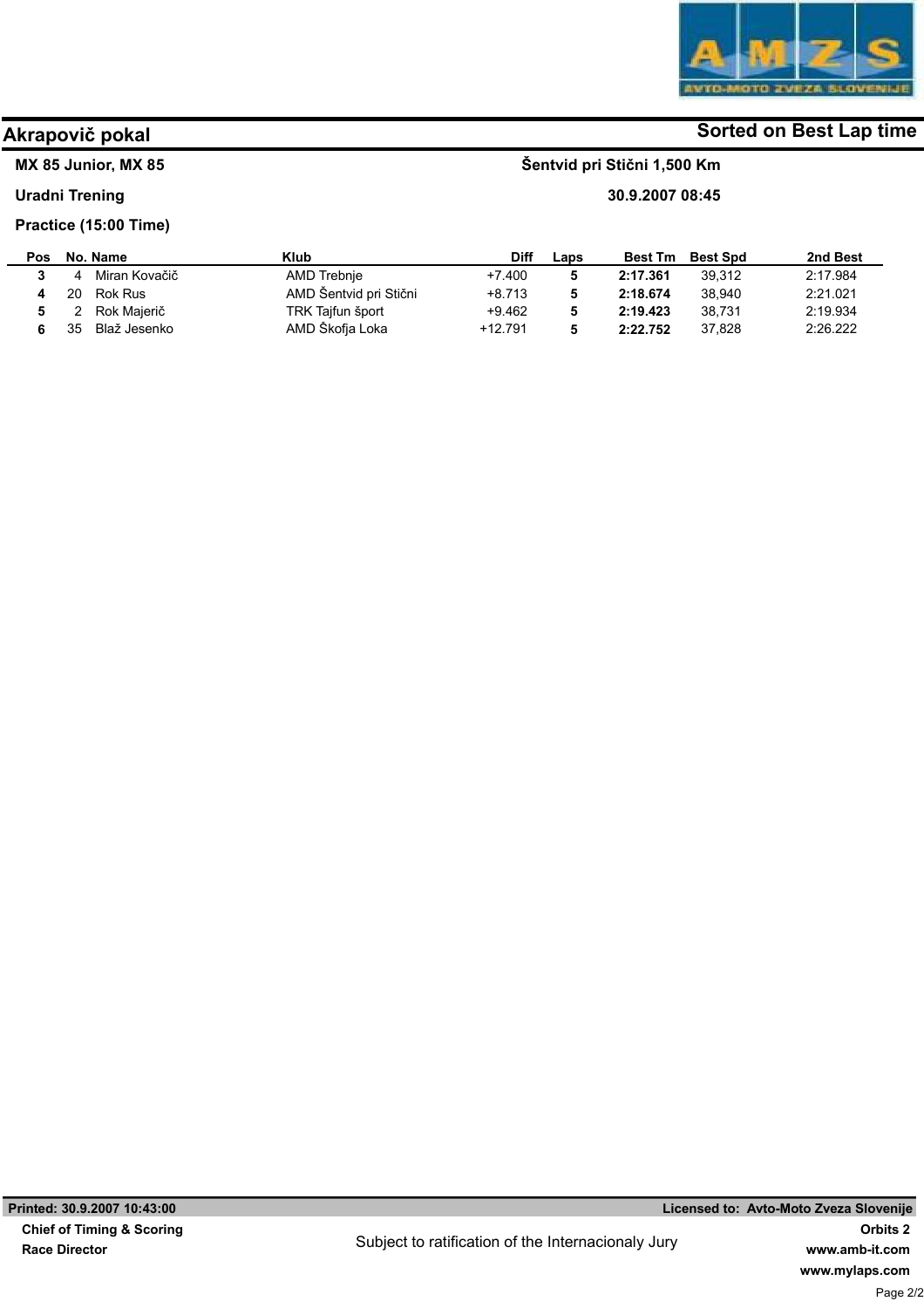## Akrapovič pokal

**Sorted on Best Lap time**

**MX 85 Junior, MX 85**

**Šentvid pri Stični 1,500 Km**

**Uradni Trening**

**30.9.2007 08:45**

**Practice (15:00 Time)**

| Pos | No. | Name | Klub | Diff | Laps | Best Tm | Best Spd | 2nd Best |
|---|---|---|---|---|---|---|---|---|
| **3** | 4 | Miran Kovačič | AMD Trebnje | +7.400 | **5** | **2:17.361** | 39,312 | 2:17.984 |
| **4** | 20 | Rok Rus | AMD Šentvid pri Stični | +8.713 | **5** | **2:18.674** | 38,940 | 2:21.021 |
| **5** | 2 | Rok Majerič | TRK Tajfun šport | +9.462 | **5** | **2:19.423** | 38,731 | 2:19.934 |
| **6** | 35 | Blaž Jesenko | AMD Škofja Loka | +12.791 | **5** | **2:22.752** | 37,828 | 2:26.222 |

**Printed: 30.9.2007 10:43:00**

**Licensed to: Avto-Moto Zveza Slovenije**

**Chief of Timing & Scoring**

**Race Director**

Subject to ratification of the Internacionaly Jury

**Orbits 2**

**www.amb-it.com**

**www.mylaps.com**